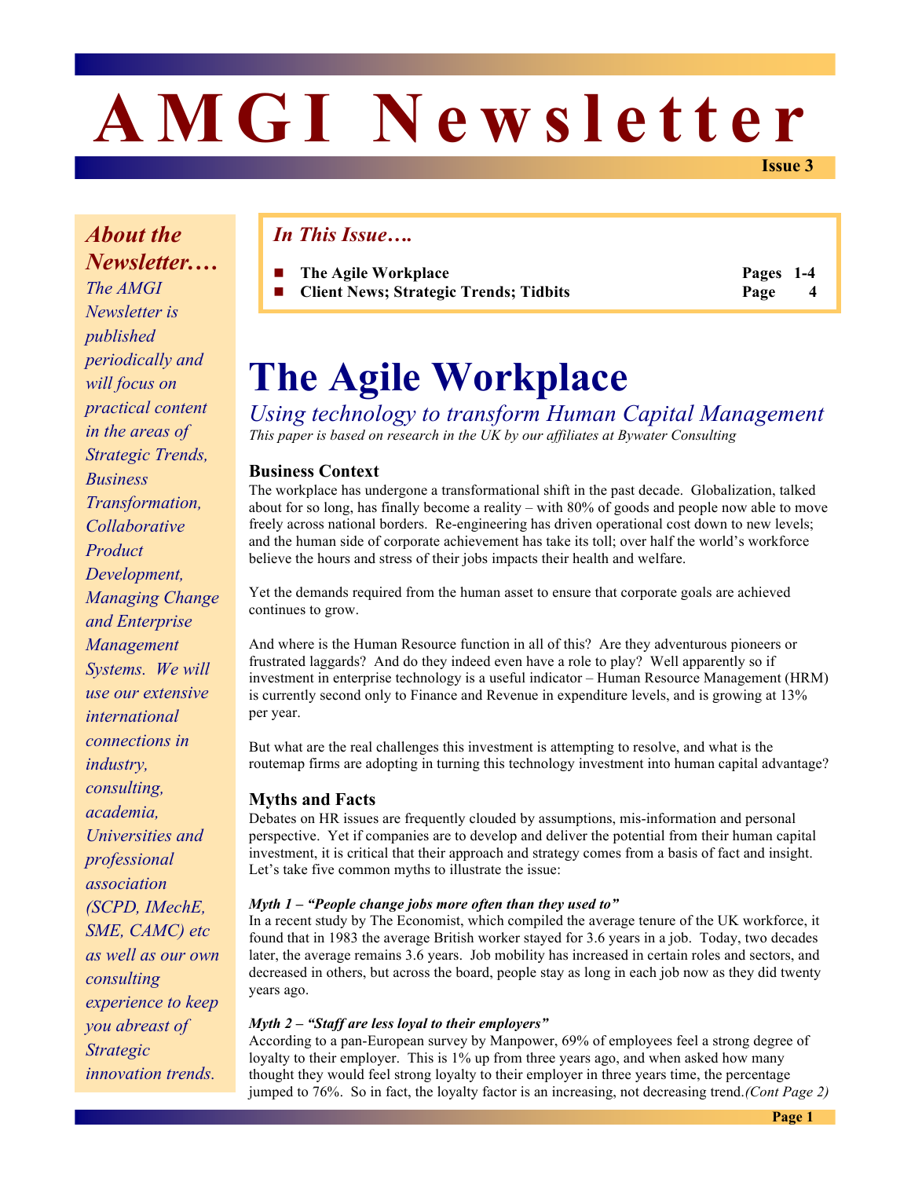# AMGI Newsletter

**Issue 3**

### *About the Newsletter….*

*The AMGI Newsletter is published periodically and will focus on practical content in the areas of Strategic Trends, Business Transformation, Collaborative Product Development, Managing Change and Enterprise Management Systems. We will use our extensive international connections in industry, consulting, academia, Universities and professional association (SCPD, IMechE, SME, CAMC) etc as well as our own consulting experience to keep you abreast of Strategic innovation trends.*

### *In This Issue….*

- **The Agile Workplace** — **Pages 1-4**
- **Client News; Strategic Trends; Tidbits** — **Page 4**

# The Agile Workplace

## *Using technology to transform Human Capital Management*

*This paper is based on research in the UK by our affiliates at Bywater Consulting*

### Business Context

The workplace has undergone a transformational shift in the past decade. Globalization, talked about for so long, has finally become a reality – with 80% of goods and people now able to move freely across national borders. Re-engineering has driven operational cost down to new levels; and the human side of corporate achievement has take its toll; over half the world's workforce believe the hours and stress of their jobs impacts their health and welfare.

Yet the demands required from the human asset to ensure that corporate goals are achieved continues to grow.

And where is the Human Resource function in all of this? Are they adventurous pioneers or frustrated laggards? And do they indeed even have a role to play? Well apparently so if investment in enterprise technology is a useful indicator – Human Resource Management (HRM) is currently second only to Finance and Revenue in expenditure levels, and is growing at 13% per year.

But what are the real challenges this investment is attempting to resolve, and what is the routemap firms are adopting in turning this technology investment into human capital advantage?

### Myths and Facts

Debates on HR issues are frequently clouded by assumptions, mis-information and personal perspective. Yet if companies are to develop and deliver the potential from their human capital investment, it is critical that their approach and strategy comes from a basis of fact and insight. Let's take five common myths to illustrate the issue:

***Myth 1 – "People change jobs more often than they used to"***

In a recent study by The Economist, which compiled the average tenure of the UK workforce, it found that in 1983 the average British worker stayed for 3.6 years in a job. Today, two decades later, the average remains 3.6 years. Job mobility has increased in certain roles and sectors, and decreased in others, but across the board, people stay as long in each job now as they did twenty years ago.

***Myth 2 – "Staff are less loyal to their employers"***

According to a pan-European survey by Manpower, 69% of employees feel a strong degree of loyalty to their employer. This is 1% up from three years ago, and when asked how many thought they would feel strong loyalty to their employer in three years time, the percentage jumped to 76%. So in fact, the loyalty factor is an increasing, not decreasing trend.*(Cont Page 2)*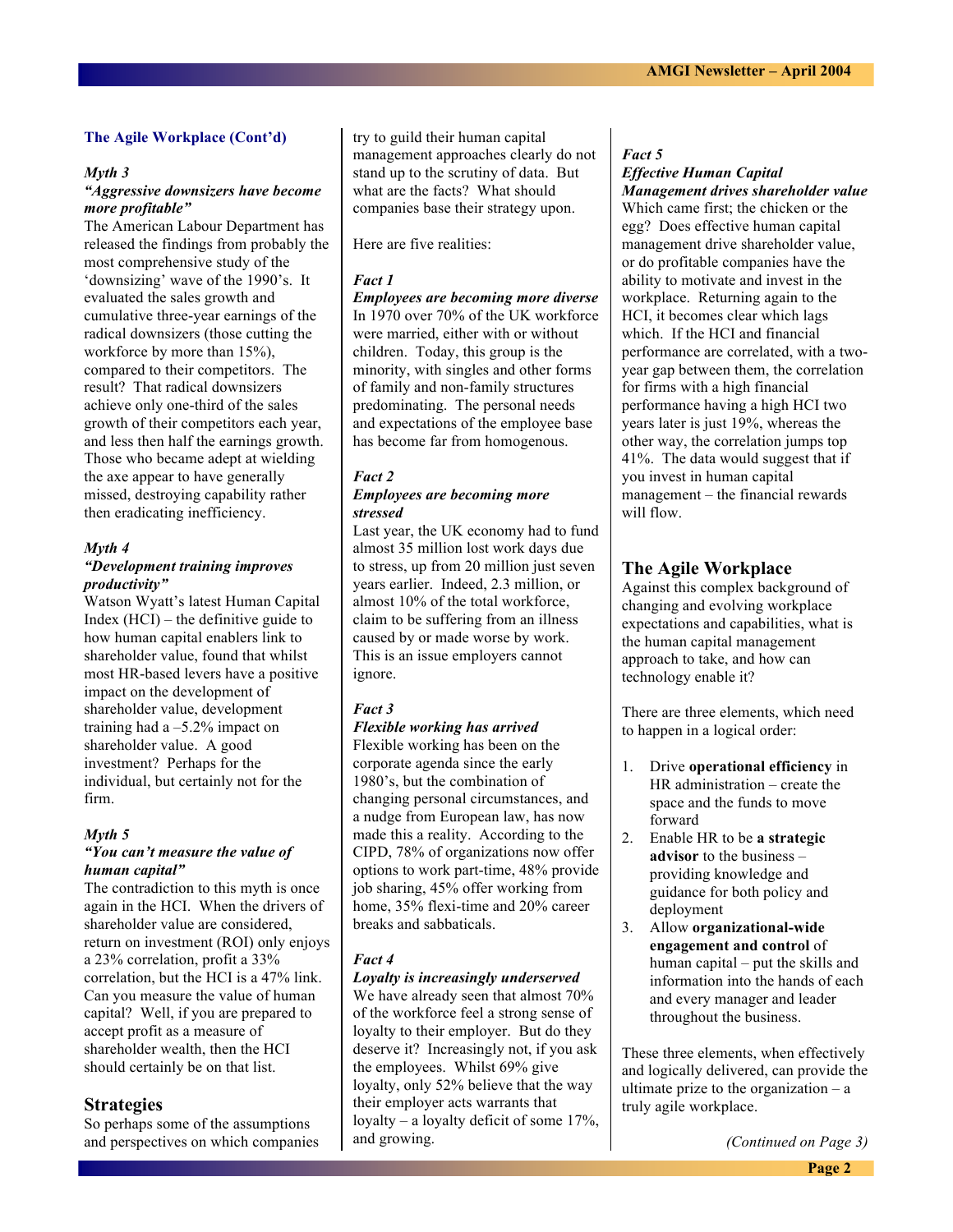### The Agile Workplace (Cont'd)

***Myth 3***
***"Aggressive downsizers have become more profitable"***

The American Labour Department has released the findings from probably the most comprehensive study of the 'downsizing' wave of the 1990's. It evaluated the sales growth and cumulative three-year earnings of the radical downsizers (those cutting the workforce by more than 15%), compared to their competitors. The result? That radical downsizers achieve only one-third of the sales growth of their competitors each year, and less then half the earnings growth. Those who became adept at wielding the axe appear to have generally missed, destroying capability rather then eradicating inefficiency.

***Myth 4***
***"Development training improves productivity"***

Watson Wyatt's latest Human Capital Index (HCI) – the definitive guide to how human capital enablers link to shareholder value, found that whilst most HR-based levers have a positive impact on the development of shareholder value, development training had a –5.2% impact on shareholder value. A good investment? Perhaps for the individual, but certainly not for the firm.

***Myth 5***
***"You can't measure the value of human capital"***

The contradiction to this myth is once again in the HCI. When the drivers of shareholder value are considered, return on investment (ROI) only enjoys a 23% correlation, profit a 33% correlation, but the HCI is a 47% link. Can you measure the value of human capital? Well, if you are prepared to accept profit as a measure of shareholder wealth, then the HCI should certainly be on that list.

## Strategies

So perhaps some of the assumptions and perspectives on which companies try to guild their human capital management approaches clearly do not stand up to the scrutiny of data. But what are the facts? What should companies base their strategy upon.

Here are five realities:

***Fact 1***
***Employees are becoming more diverse***

In 1970 over 70% of the UK workforce were married, either with or without children. Today, this group is the minority, with singles and other forms of family and non-family structures predominating. The personal needs and expectations of the employee base has become far from homogenous.

***Fact 2***
***Employees are becoming more stressed***

Last year, the UK economy had to fund almost 35 million lost work days due to stress, up from 20 million just seven years earlier. Indeed, 2.3 million, or almost 10% of the total workforce, claim to be suffering from an illness caused by or made worse by work. This is an issue employers cannot ignore.

***Fact 3***
***Flexible working has arrived***

Flexible working has been on the corporate agenda since the early 1980's, but the combination of changing personal circumstances, and a nudge from European law, has now made this a reality. According to the CIPD, 78% of organizations now offer options to work part-time, 48% provide job sharing, 45% offer working from home, 35% flexi-time and 20% career breaks and sabbaticals.

***Fact 4***
***Loyalty is increasingly underserved***

We have already seen that almost 70% of the workforce feel a strong sense of loyalty to their employer. But do they deserve it? Increasingly not, if you ask the employees. Whilst 69% give loyalty, only 52% believe that the way their employer acts warrants that loyalty – a loyalty deficit of some 17%, and growing.

***Fact 5***
***Effective Human Capital Management drives shareholder value***

Which came first; the chicken or the egg? Does effective human capital management drive shareholder value, or do profitable companies have the ability to motivate and invest in the workplace. Returning again to the HCI, it becomes clear which lags which. If the HCI and financial performance are correlated, with a two-year gap between them, the correlation for firms with a high financial performance having a high HCI two years later is just 19%, whereas the other way, the correlation jumps top 41%. The data would suggest that if you invest in human capital management – the financial rewards will flow.

## The Agile Workplace

Against this complex background of changing and evolving workplace expectations and capabilities, what is the human capital management approach to take, and how can technology enable it?

There are three elements, which need to happen in a logical order:

1. Drive **operational efficiency** in HR administration – create the space and the funds to move forward
2. Enable HR to be **a strategic advisor** to the business – providing knowledge and guidance for both policy and deployment
3. Allow **organizational-wide engagement and control** of human capital – put the skills and information into the hands of each and every manager and leader throughout the business.

These three elements, when effectively and logically delivered, can provide the ultimate prize to the organization – a truly agile workplace.

*(Continued on Page 3)*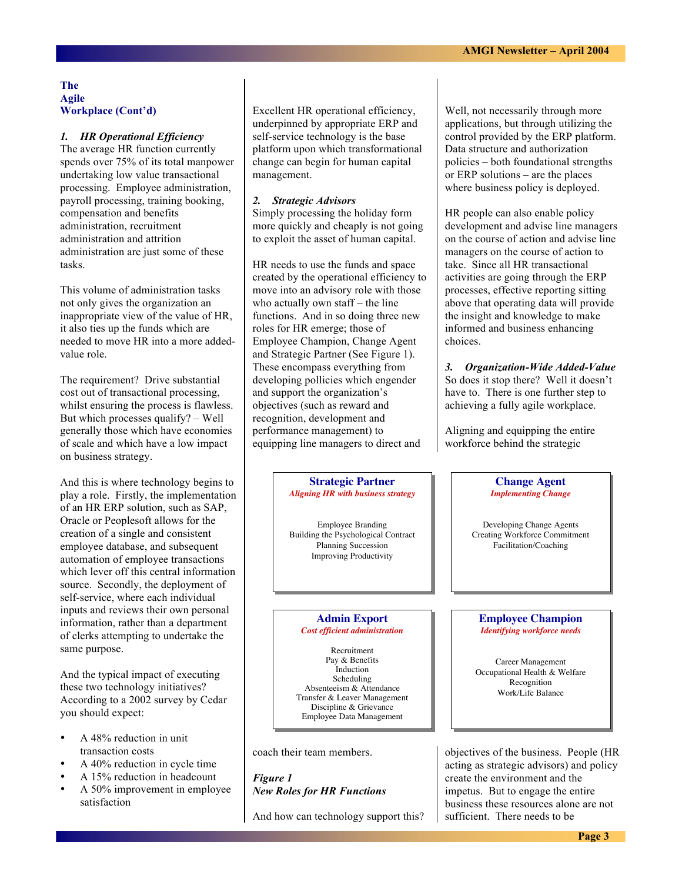## The Agile Workplace (Cont'd)

### *1. HR Operational Efficiency*

The average HR function currently spends over 75% of its total manpower undertaking low value transactional processing. Employee administration, payroll processing, training booking, compensation and benefits administration, recruitment administration and attrition administration are just some of these tasks.

This volume of administration tasks not only gives the organization an inappropriate view of the value of HR, it also ties up the funds which are needed to move HR into a more added-value role.

The requirement? Drive substantial cost out of transactional processing, whilst ensuring the process is flawless. But which processes qualify? – Well generally those which have economies of scale and which have a low impact on business strategy.

And this is where technology begins to play a role. Firstly, the implementation of an HR ERP solution, such as SAP, Oracle or Peoplesoft allows for the creation of a single and consistent employee database, and subsequent automation of employee transactions which lever off this central information source. Secondly, the deployment of self-service, where each individual inputs and reviews their own personal information, rather than a department of clerks attempting to undertake the same purpose.

And the typical impact of executing these two technology initiatives? According to a 2002 survey by Cedar you should expect:

- A 48% reduction in unit transaction costs
- A 40% reduction in cycle time
- A 15% reduction in headcount
- A 50% improvement in employee satisfaction

Excellent HR operational efficiency, underpinned by appropriate ERP and self-service technology is the base platform upon which transformational change can begin for human capital management.

### *2. Strategic Advisors*

Simply processing the holiday form more quickly and cheaply is not going to exploit the asset of human capital.

HR needs to use the funds and space created by the operational efficiency to move into an advisory role with those who actually own staff – the line functions. And in so doing three new roles for HR emerge; those of Employee Champion, Change Agent and Strategic Partner (See Figure 1). These encompass everything from developing pollicies which engender and support the organization's objectives (such as reward and recognition, development and performance management) to equipping line managers to direct and coach their team members.

| **Strategic Partner**<br>*Aligning HR with business strategy* | **Change Agent**<br>*Implementing Change* |
|---|---|
| Employee Branding<br>Building the Psychological Contract<br>Planning Succession<br>Improving Productivity | Developing Change Agents<br>Creating Workforce Commitment<br>Facilitation/Coaching |
| **Admin Export**<br>*Cost efficient administration* | **Employee Champion**<br>*Identifying workforce needs* |
| Recruitment<br>Pay & Benefits<br>Induction<br>Scheduling<br>Absenteeism & Attendance<br>Transfer & Leaver Management<br>Discipline & Grievance<br>Employee Data Management | Career Management<br>Occupational Health & Welfare<br>Recognition<br>Work/Life Balance |

***Figure 1***
***New Roles for HR Functions***

And how can technology support this? Well, not necessarily through more applications, but through utilizing the control provided by the ERP platform. Data structure and authorization policies – both foundational strengths or ERP solutions – are the places where business policy is deployed.

HR people can also enable policy development and advise line managers on the course of action and advise line managers on the course of action to take. Since all HR transactional activities are going through the ERP processes, effective reporting sitting above that operating data will provide the insight and knowledge to make informed and business enhancing choices.

### *3. Organization-Wide Added-Value*

So does it stop there? Well it doesn't have to. There is one further step to achieving a fully agile workplace.

Aligning and equipping the entire workforce behind the strategic objectives of the business. People (HR acting as strategic advisors) and policy create the environment and the impetus. But to engage the entire business these resources alone are not sufficient. There needs to be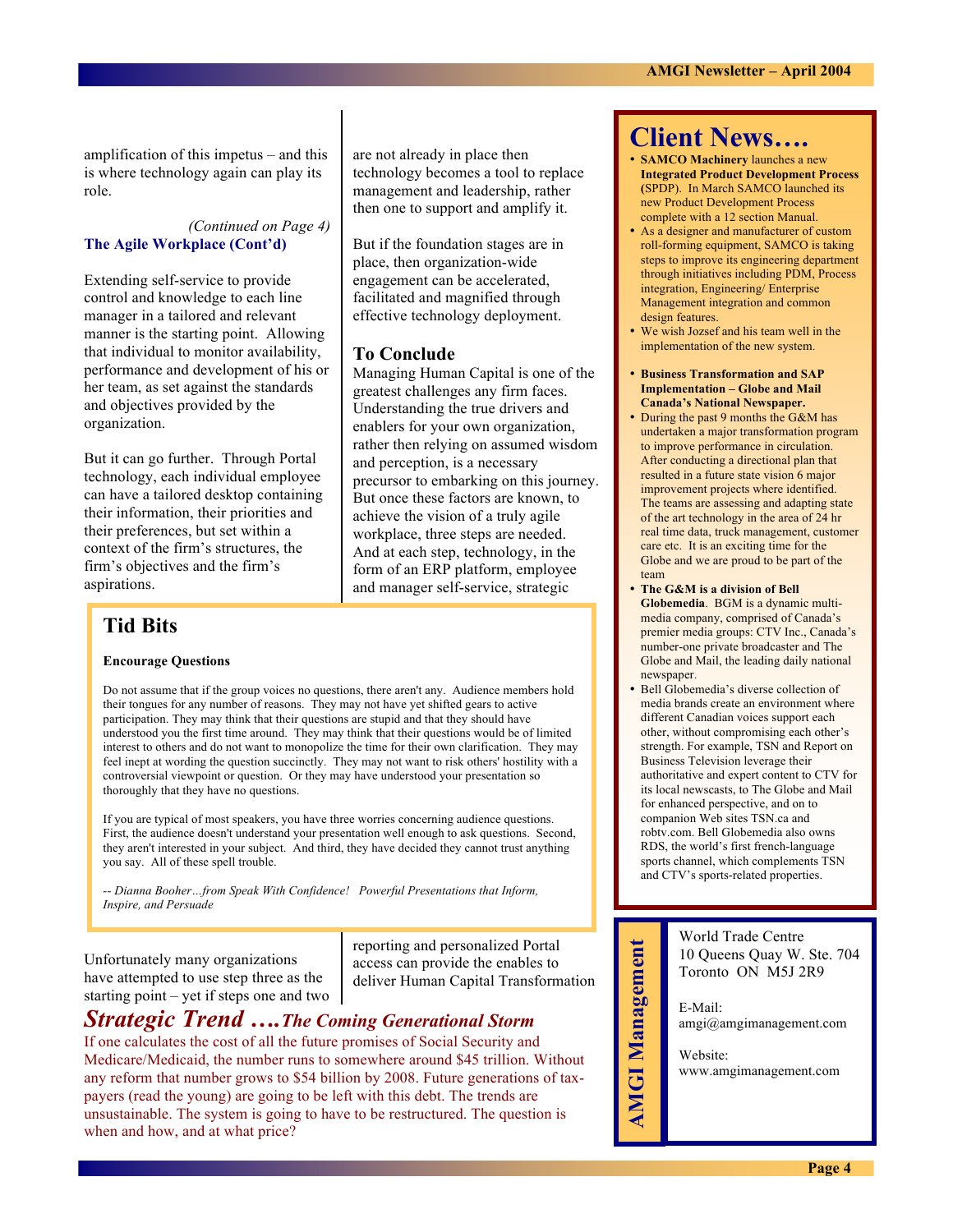amplification of this impetus – and this is where technology again can play its role.

*(Continued on Page 4)*

**The Agile Workplace (Cont'd)**

Extending self-service to provide control and knowledge to each line manager in a tailored and relevant manner is the starting point. Allowing that individual to monitor availability, performance and development of his or her team, as set against the standards and objectives provided by the organization.

But it can go further. Through Portal technology, each individual employee can have a tailored desktop containing their information, their priorities and their preferences, but set within a context of the firm's structures, the firm's objectives and the firm's aspirations.

Unfortunately many organizations have attempted to use step three as the starting point – yet if steps one and two are not already in place then technology becomes a tool to replace management and leadership, rather then one to support and amplify it.

But if the foundation stages are in place, then organization-wide engagement can be accelerated, facilitated and magnified through effective technology deployment.

### To Conclude

Managing Human Capital is one of the greatest challenges any firm faces. Understanding the true drivers and enablers for your own organization, rather then relying on assumed wisdom and perception, is a necessary precursor to embarking on this journey. But once these factors are known, to achieve the vision of a truly agile workplace, three steps are needed. And at each step, technology, in the form of an ERP platform, employee and manager self-service, strategic reporting and personalized Portal access can provide the enables to deliver Human Capital Transformation

## Tid Bits

**Encourage Questions**

Do not assume that if the group voices no questions, there aren't any. Audience members hold their tongues for any number of reasons. They may not have yet shifted gears to active participation. They may think that their questions are stupid and that they should have understood you the first time around. They may think that their questions would be of limited interest to others and do not want to monopolize the time for their own clarification. They may feel inept at wording the question succinctly. They may not want to risk others' hostility with a controversial viewpoint or question. Or they may have understood your presentation so thoroughly that they have no questions.

If you are typical of most speakers, you have three worries concerning audience questions. First, the audience doesn't understand your presentation well enough to ask questions. Second, they aren't interested in your subject. And third, they have decided they cannot trust anything you say. All of these spell trouble.

*-- Dianna Booher…from Speak With Confidence! Powerful Presentations that Inform, Inspire, and Persuade*

## *Strategic Trend ….The Coming Generational Storm*

If one calculates the cost of all the future promises of Social Security and Medicare/Medicaid, the number runs to somewhere around $45 trillion. Without any reform that number grows to $54 billion by 2008. Future generations of tax-payers (read the young) are going to be left with this debt. The trends are unsustainable. The system is going to have to be restructured. The question is when and how, and at what price?

## Client News….

- **SAMCO Machinery** launches a new **Integrated Product Development Process (**SPDP). In March SAMCO launched its new Product Development Process complete with a 12 section Manual.
- As a designer and manufacturer of custom roll-forming equipment, SAMCO is taking steps to improve its engineering department through initiatives including PDM, Process integration, Engineering/ Enterprise Management integration and common design features.
- We wish Jozsef and his team well in the implementation of the new system.

- **Business Transformation and SAP Implementation – Globe and Mail Canada's National Newspaper.**
- During the past 9 months the G&M has undertaken a major transformation program to improve performance in circulation. After conducting a directional plan that resulted in a future state vision 6 major improvement projects where identified. The teams are assessing and adapting state of the art technology in the area of 24 hr real time data, truck management, customer care etc. It is an exciting time for the Globe and we are proud to be part of the team
- **The G&M is a division of Bell Globemedia**. BGM is a dynamic multi-media company, comprised of Canada's premier media groups: CTV Inc., Canada's number-one private broadcaster and The Globe and Mail, the leading daily national newspaper.
- Bell Globemedia's diverse collection of media brands create an environment where different Canadian voices support each other, without compromising each other's strength. For example, TSN and Report on Business Television leverage their authoritative and expert content to CTV for its local newscasts, to The Globe and Mail for enhanced perspective, and on to companion Web sites TSN.ca and robtv.com. Bell Globemedia also owns RDS, the world's first french-language sports channel, which complements TSN and CTV's sports-related properties.

**AMGI Management**

World Trade Centre
10 Queens Quay W. Ste. 704
Toronto ON M5J 2R9

E-Mail:
amgi@amgimanagement.com

Website:
www.amgimanagement.com